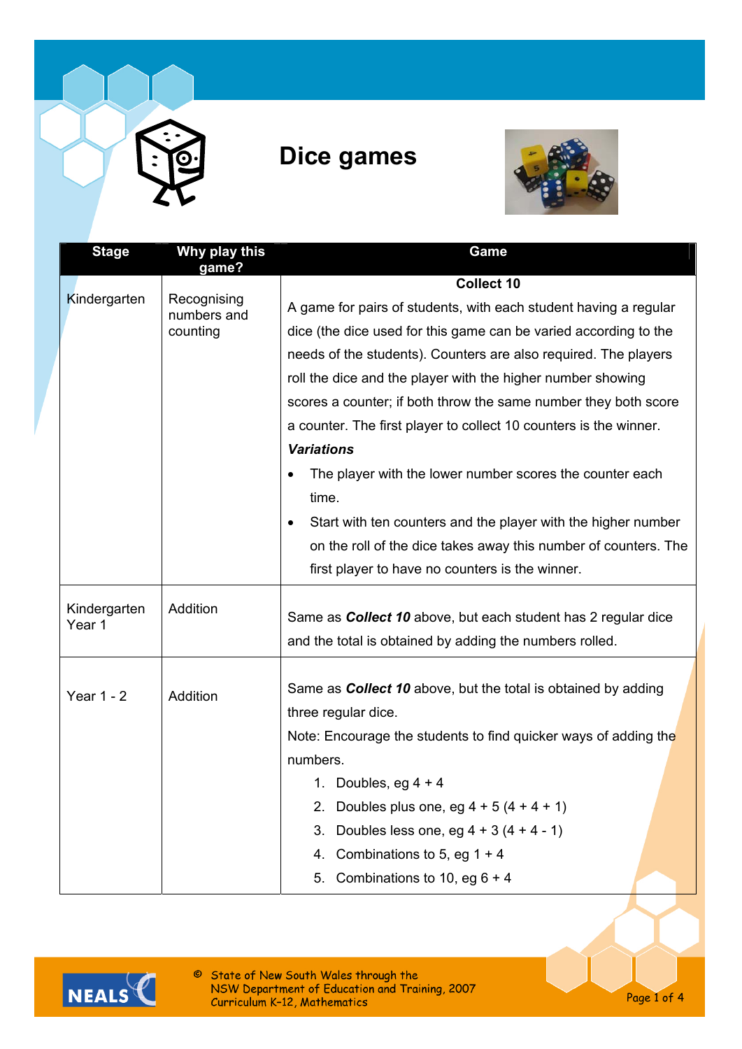# Dice games

| Stage | Why play this game? | Game |
|---|---|---|
| Kindergarten | Recognising numbers and counting | **Collect 10**<br>A game for pairs of students, with each student having a regular dice (the dice used for this game can be varied according to the needs of the students). Counters are also required. The players roll the dice and the player with the higher number showing scores a counter; if both throw the same number they both score a counter. The first player to collect 10 counters is the winner.<br>***Variations***<br>• The player with the lower number scores the counter each time.<br>• Start with ten counters and the player with the higher number on the roll of the dice takes away this number of counters. The first player to have no counters is the winner. |
| Kindergarten Year 1 | Addition | Same as ***Collect 10*** above, but each student has 2 regular dice and the total is obtained by adding the numbers rolled. |
| Year 1 - 2 | Addition | Same as ***Collect 10*** above, but the total is obtained by adding three regular dice.<br>Note: Encourage the students to find quicker ways of adding the numbers.<br>1. Doubles, eg 4 + 4<br>2. Doubles plus one, eg 4 + 5 (4 + 4 + 1)<br>3. Doubles less one, eg 4 + 3 (4 + 4 - 1)<br>4. Combinations to 5, eg 1 + 4<br>5. Combinations to 10, eg 6 + 4 |

© State of New South Wales through the NSW Department of Education and Training, 2007
Curriculum K-12, Mathematics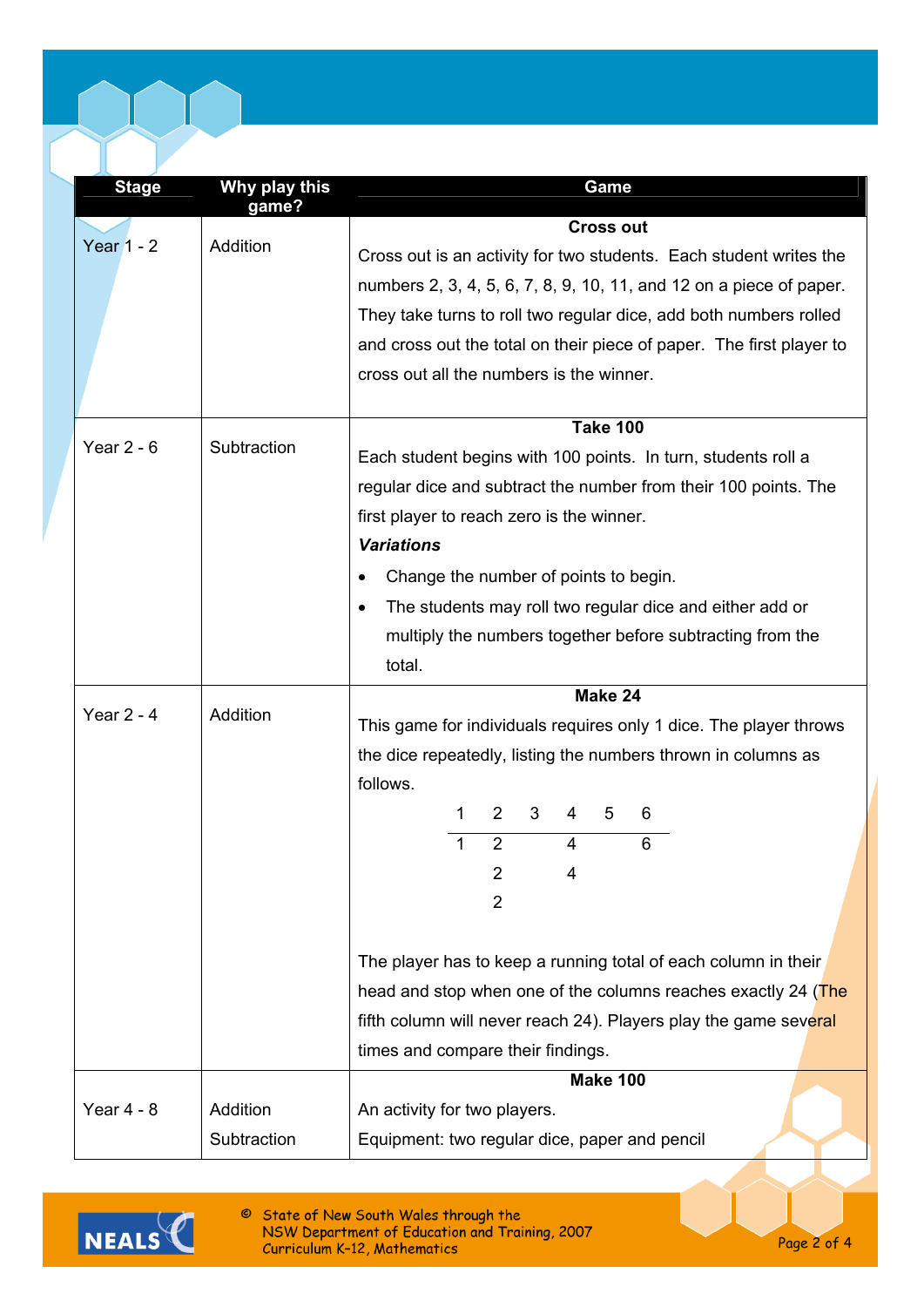| Stage | Why play this game? | Game |
|---|---|---|
| Year 1 - 2 | Addition | **Cross out**<br>Cross out is an activity for two students. Each student writes the numbers 2, 3, 4, 5, 6, 7, 8, 9, 10, 11, and 12 on a piece of paper. They take turns to roll two regular dice, add both numbers rolled and cross out the total on their piece of paper. The first player to cross out all the numbers is the winner. |
| Year 2 - 6 | Subtraction | **Take 100**<br>Each student begins with 100 points. In turn, students roll a regular dice and subtract the number from their 100 points. The first player to reach zero is the winner.<br>***Variations***<br>• Change the number of points to begin.<br>• The students may roll two regular dice and either add or multiply the numbers together before subtracting from the total. |
| Year 2 - 4 | Addition | **Make 24**<br>This game for individuals requires only 1 dice. The player throws the dice repeatedly, listing the numbers thrown in columns as follows.<br><br>1 &nbsp; 2 &nbsp; 3 &nbsp; 4 &nbsp; 5 &nbsp; 6<br>1 &nbsp; 2 &nbsp; &nbsp; &nbsp; 4 &nbsp; &nbsp; &nbsp; 6<br>&nbsp; &nbsp; 2 &nbsp; &nbsp; &nbsp; 4<br>&nbsp; &nbsp; 2<br><br>The player has to keep a running total of each column in their head and stop when one of the columns reaches exactly 24 (The fifth column will never reach 24). Players play the game several times and compare their findings. |
| Year 4 - 8 | Addition<br>Subtraction | **Make 100**<br>An activity for two players.<br>Equipment: two regular dice, paper and pencil |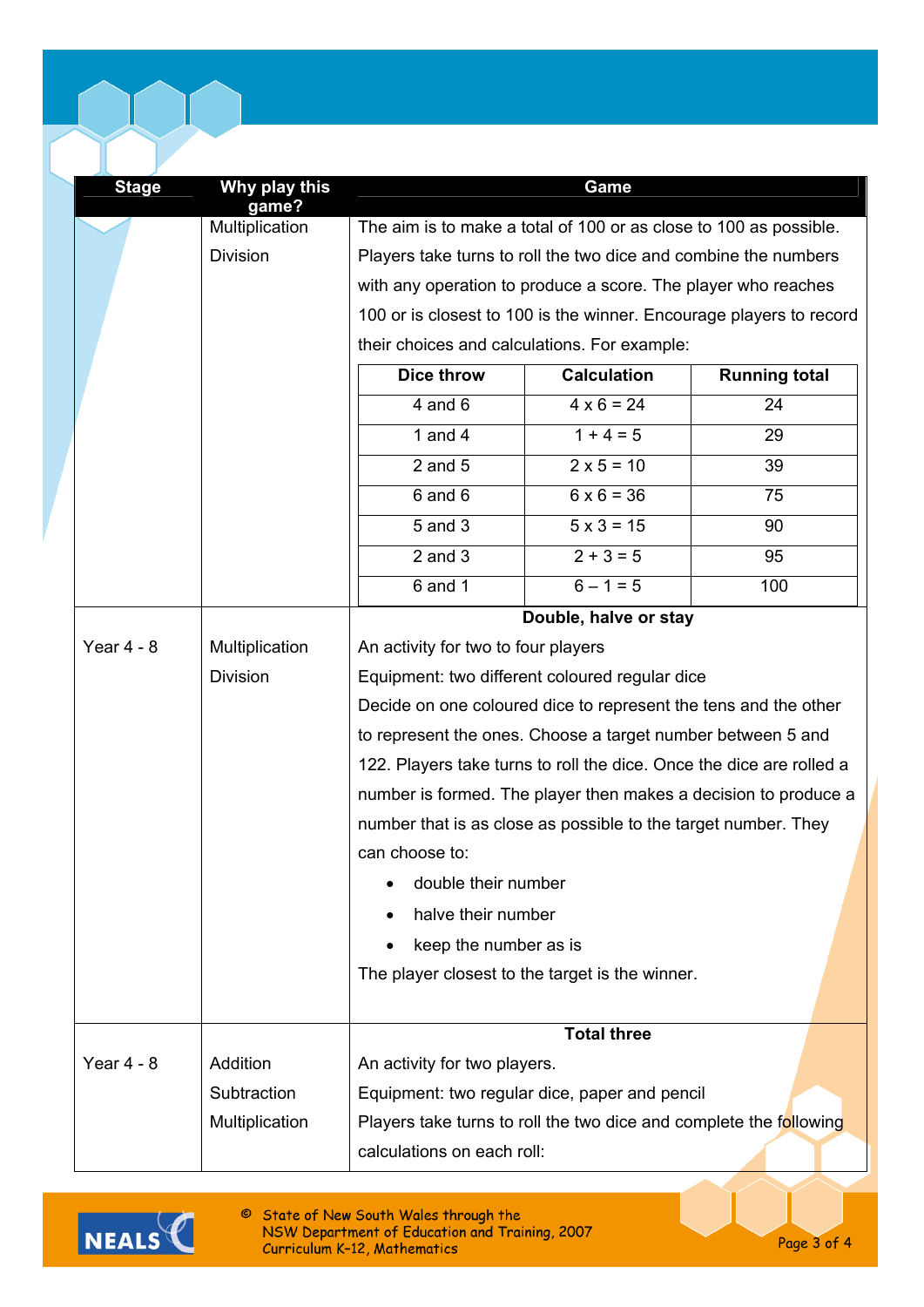| Stage | Why play this game? | Game |
|---|---|---|
| | Multiplication<br>Division | The aim is to make a total of 100 or as close to 100 as possible. Players take turns to roll the two dice and combine the numbers with any operation to produce a score. The player who reaches 100 or is closest to 100 is the winner. Encourage players to record their choices and calculations. For example: |

| Dice throw | Calculation | Running total |
|---|---|---|
| 4 and 6 | 4 x 6 = 24 | 24 |
| 1 and 4 | 1 + 4 = 5 | 29 |
| 2 and 5 | 2 x 5 = 10 | 39 |
| 6 and 6 | 6 x 6 = 36 | 75 |
| 5 and 3 | 5 x 3 = 15 | 90 |
| 2 and 3 | 2 + 3 = 5 | 95 |
| 6 and 1 | 6 – 1 = 5 | 100 |

| Stage | Why play this game? | Game |
|---|---|---|
| Year 4 - 8 | Multiplication<br>Division | **Double, halve or stay**<br>An activity for two to four players<br>Equipment: two different coloured regular dice<br>Decide on one coloured dice to represent the tens and the other to represent the ones. Choose a target number between 5 and 122. Players take turns to roll the dice. Once the dice are rolled a number is formed. The player then makes a decision to produce a number that is as close as possible to the target number. They can choose to:<br>• double their number<br>• halve their number<br>• keep the number as is<br>The player closest to the target is the winner. |
| Year 4 - 8 | Addition<br>Subtraction<br>Multiplication | **Total three**<br>An activity for two players.<br>Equipment: two regular dice, paper and pencil<br>Players take turns to roll the two dice and complete the following calculations on each roll: |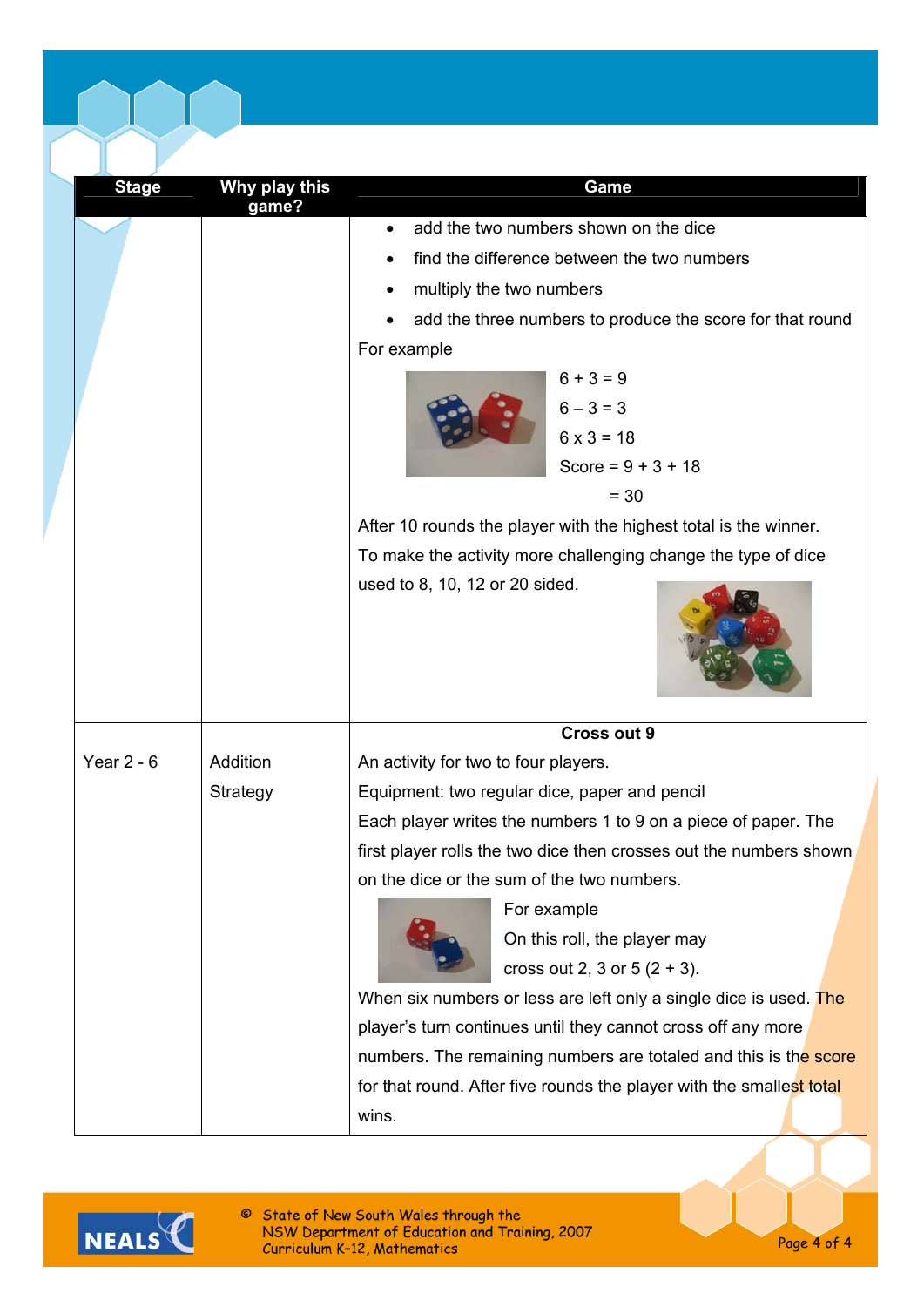| Stage | Why play this game? | Game |
|---|---|---|
| | | • add the two numbers shown on the dice<br>• find the difference between the two numbers<br>• multiply the two numbers<br>• add the three numbers to produce the score for that round<br>For example<br>6 + 3 = 9<br>6 – 3 = 3<br>6 x 3 = 18<br>Score = 9 + 3 + 18<br>= 30<br>After 10 rounds the player with the highest total is the winner.<br>To make the activity more challenging change the type of dice used to 8, 10, 12 or 20 sided. |
| Year 2 - 6 | Addition<br>Strategy | **Cross out 9**<br>An activity for two to four players.<br>Equipment: two regular dice, paper and pencil<br>Each player writes the numbers 1 to 9 on a piece of paper. The first player rolls the two dice then crosses out the numbers shown on the dice or the sum of the two numbers.<br>For example<br>On this roll, the player may cross out 2, 3 or 5 (2 + 3).<br>When six numbers or less are left only a single dice is used. The player's turn continues until they cannot cross off any more numbers. The remaining numbers are totaled and this is the score for that round. After five rounds the player with the smallest total wins. |

© State of New South Wales through the NSW Department of Education and Training, 2007
Curriculum K-12, Mathematics